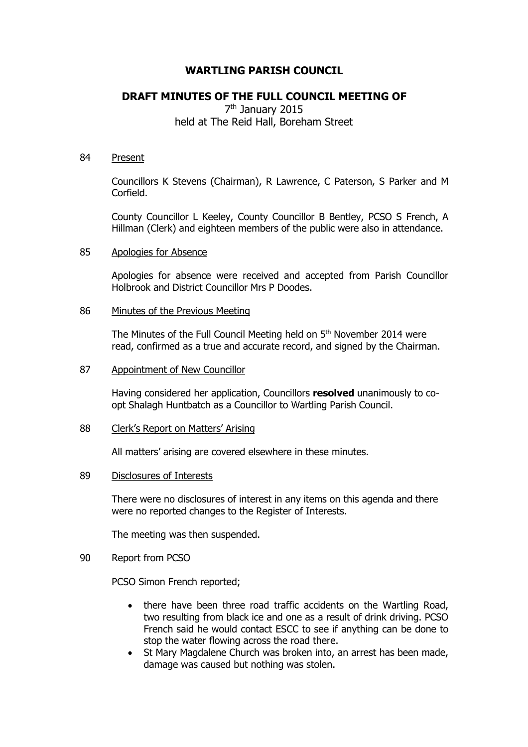# WARTLING PARISH COUNCIL

## DRAFT MINUTES OF THE FULL COUNCIL MEETING OF

7th January 2015
held at The Reid Hall, Boreham Street

84 Present

Councillors K Stevens (Chairman), R Lawrence, C Paterson, S Parker and M Corfield.

County Councillor L Keeley, County Councillor B Bentley, PCSO S French, A Hillman (Clerk) and eighteen members of the public were also in attendance.

85 Apologies for Absence

Apologies for absence were received and accepted from Parish Councillor Holbrook and District Councillor Mrs P Doodes.

86 Minutes of the Previous Meeting

The Minutes of the Full Council Meeting held on 5th November 2014 were read, confirmed as a true and accurate record, and signed by the Chairman.

87 Appointment of New Councillor

Having considered her application, Councillors **resolved** unanimously to co-opt Shalagh Huntbatch as a Councillor to Wartling Parish Council.

88 Clerk's Report on Matters' Arising

All matters' arising are covered elsewhere in these minutes.

89 Disclosures of Interests

There were no disclosures of interest in any items on this agenda and there were no reported changes to the Register of Interests.

The meeting was then suspended.

90 Report from PCSO

PCSO Simon French reported;

- there have been three road traffic accidents on the Wartling Road, two resulting from black ice and one as a result of drink driving. PCSO French said he would contact ESCC to see if anything can be done to stop the water flowing across the road there.
- St Mary Magdalene Church was broken into, an arrest has been made, damage was caused but nothing was stolen.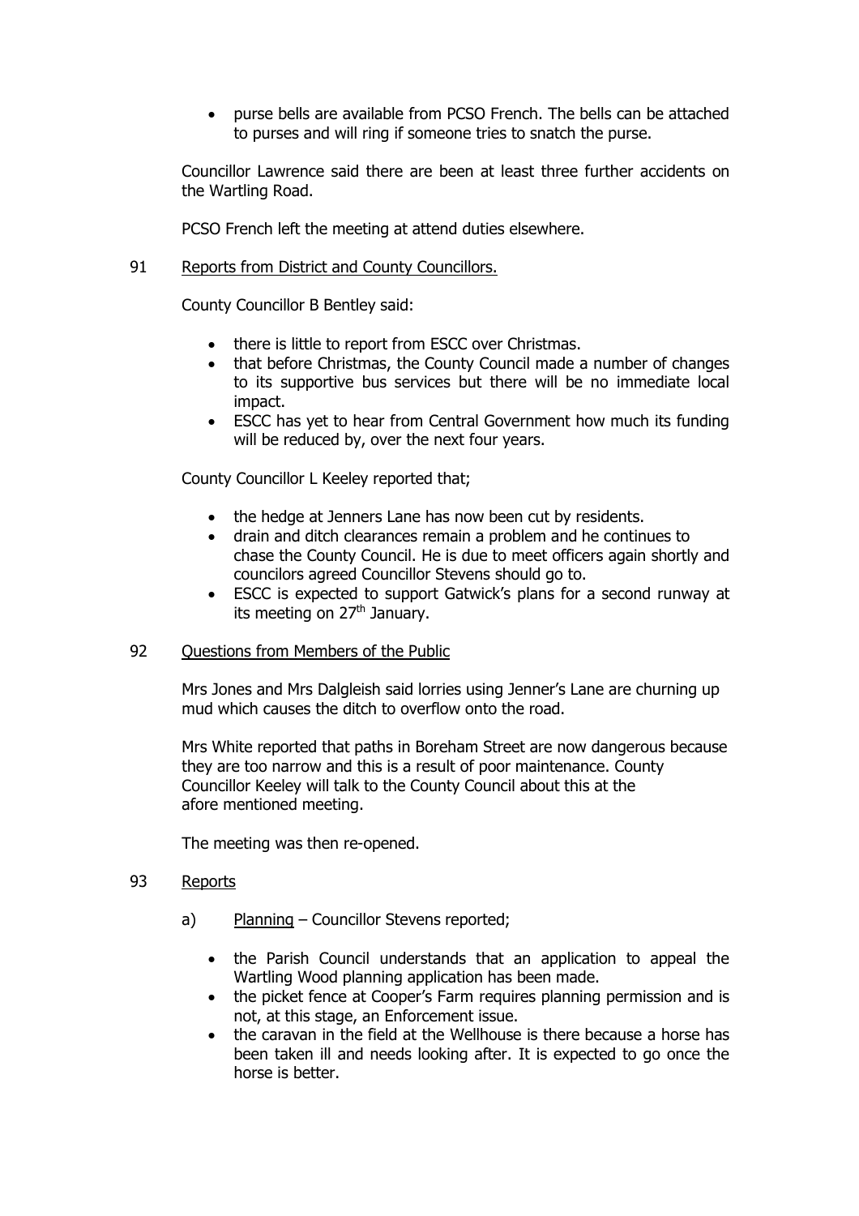- purse bells are available from PCSO French. The bells can be attached to purses and will ring if someone tries to snatch the purse.

Councillor Lawrence said there are been at least three further accidents on the Wartling Road.

PCSO French left the meeting at attend duties elsewhere.

91 Reports from District and County Councillors.

County Councillor B Bentley said:

- there is little to report from ESCC over Christmas.
- that before Christmas, the County Council made a number of changes to its supportive bus services but there will be no immediate local impact.
- ESCC has yet to hear from Central Government how much its funding will be reduced by, over the next four years.

County Councillor L Keeley reported that;

- the hedge at Jenners Lane has now been cut by residents.
- drain and ditch clearances remain a problem and he continues to chase the County Council. He is due to meet officers again shortly and councilors agreed Councillor Stevens should go to.
- ESCC is expected to support Gatwick's plans for a second runway at its meeting on 27th January.

92 Questions from Members of the Public

Mrs Jones and Mrs Dalgleish said lorries using Jenner's Lane are churning up mud which causes the ditch to overflow onto the road.

Mrs White reported that paths in Boreham Street are now dangerous because they are too narrow and this is a result of poor maintenance. County Councillor Keeley will talk to the County Council about this at the afore mentioned meeting.

The meeting was then re-opened.

93 Reports

a) Planning – Councillor Stevens reported;

- the Parish Council understands that an application to appeal the Wartling Wood planning application has been made.
- the picket fence at Cooper's Farm requires planning permission and is not, at this stage, an Enforcement issue.
- the caravan in the field at the Wellhouse is there because a horse has been taken ill and needs looking after. It is expected to go once the horse is better.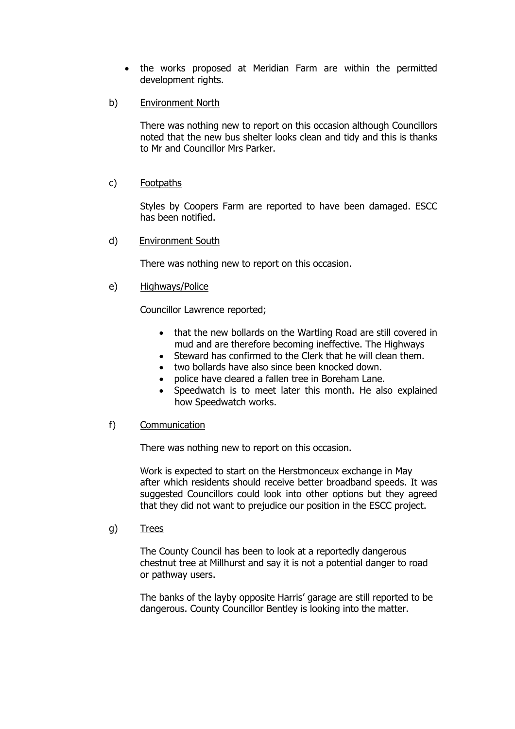- the works proposed at Meridian Farm are within the permitted development rights.

b) Environment North

There was nothing new to report on this occasion although Councillors noted that the new bus shelter looks clean and tidy and this is thanks to Mr and Councillor Mrs Parker.

c) Footpaths

Styles by Coopers Farm are reported to have been damaged. ESCC has been notified.

d) Environment South

There was nothing new to report on this occasion.

e) Highways/Police

Councillor Lawrence reported;

- that the new bollards on the Wartling Road are still covered in mud and are therefore becoming ineffective. The Highways
- Steward has confirmed to the Clerk that he will clean them.
- two bollards have also since been knocked down.
- police have cleared a fallen tree in Boreham Lane.
- Speedwatch is to meet later this month. He also explained how Speedwatch works.

f) Communication

There was nothing new to report on this occasion.

Work is expected to start on the Herstmonceux exchange in May after which residents should receive better broadband speeds. It was suggested Councillors could look into other options but they agreed that they did not want to prejudice our position in the ESCC project.

g) Trees

The County Council has been to look at a reportedly dangerous chestnut tree at Millhurst and say it is not a potential danger to road or pathway users.

The banks of the layby opposite Harris' garage are still reported to be dangerous. County Councillor Bentley is looking into the matter.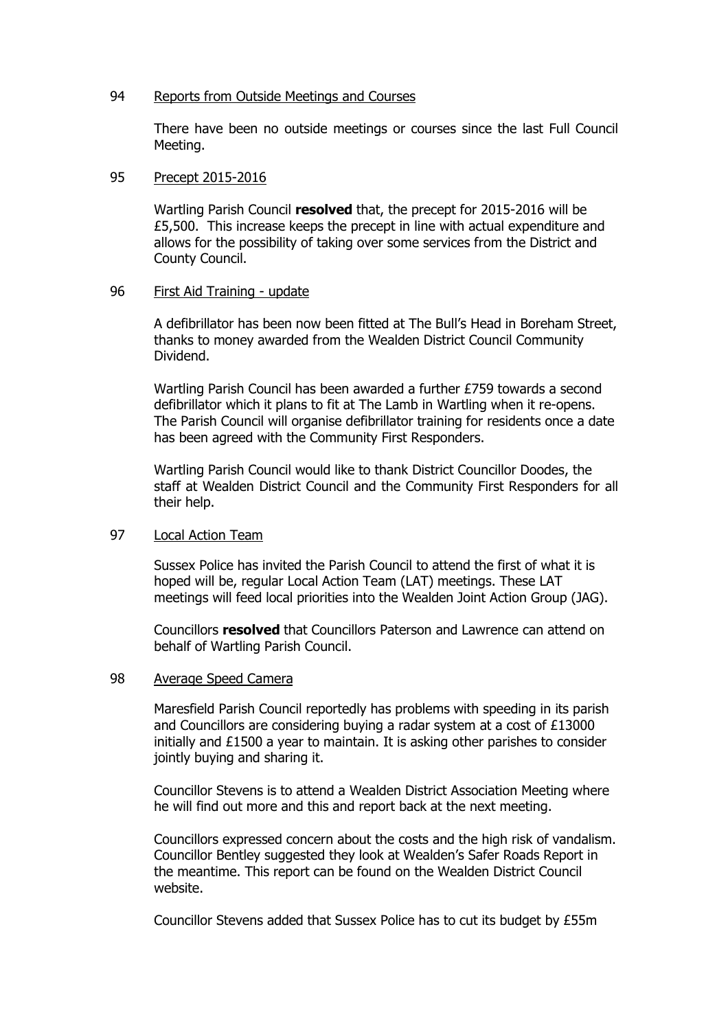94 Reports from Outside Meetings and Courses

There have been no outside meetings or courses since the last Full Council Meeting.

95 Precept 2015-2016

Wartling Parish Council **resolved** that, the precept for 2015-2016 will be £5,500. This increase keeps the precept in line with actual expenditure and allows for the possibility of taking over some services from the District and County Council.

96 First Aid Training - update

A defibrillator has been now been fitted at The Bull's Head in Boreham Street, thanks to money awarded from the Wealden District Council Community Dividend.

Wartling Parish Council has been awarded a further £759 towards a second defibrillator which it plans to fit at The Lamb in Wartling when it re-opens. The Parish Council will organise defibrillator training for residents once a date has been agreed with the Community First Responders.

Wartling Parish Council would like to thank District Councillor Doodes, the staff at Wealden District Council and the Community First Responders for all their help.

97 Local Action Team

Sussex Police has invited the Parish Council to attend the first of what it is hoped will be, regular Local Action Team (LAT) meetings. These LAT meetings will feed local priorities into the Wealden Joint Action Group (JAG).

Councillors **resolved** that Councillors Paterson and Lawrence can attend on behalf of Wartling Parish Council.

98 Average Speed Camera

Maresfield Parish Council reportedly has problems with speeding in its parish and Councillors are considering buying a radar system at a cost of £13000 initially and £1500 a year to maintain. It is asking other parishes to consider jointly buying and sharing it.

Councillor Stevens is to attend a Wealden District Association Meeting where he will find out more and this and report back at the next meeting.

Councillors expressed concern about the costs and the high risk of vandalism. Councillor Bentley suggested they look at Wealden's Safer Roads Report in the meantime. This report can be found on the Wealden District Council website.

Councillor Stevens added that Sussex Police has to cut its budget by £55m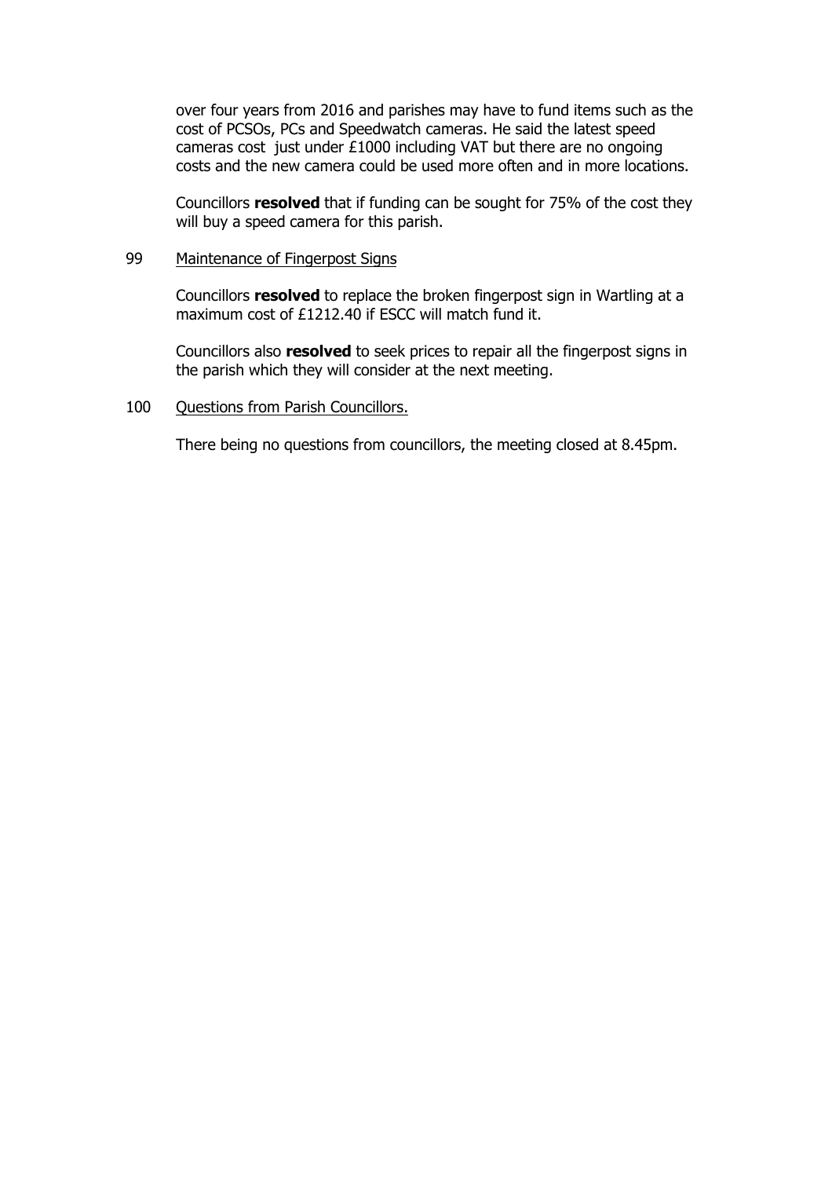over four years from 2016 and parishes may have to fund items such as the cost of PCSOs, PCs and Speedwatch cameras. He said the latest speed cameras cost just under £1000 including VAT but there are no ongoing costs and the new camera could be used more often and in more locations.

Councillors **resolved** that if funding can be sought for 75% of the cost they will buy a speed camera for this parish.

99 Maintenance of Fingerpost Signs

Councillors **resolved** to replace the broken fingerpost sign in Wartling at a maximum cost of £1212.40 if ESCC will match fund it.

Councillors also **resolved** to seek prices to repair all the fingerpost signs in the parish which they will consider at the next meeting.

100 Questions from Parish Councillors.

There being no questions from councillors, the meeting closed at 8.45pm.